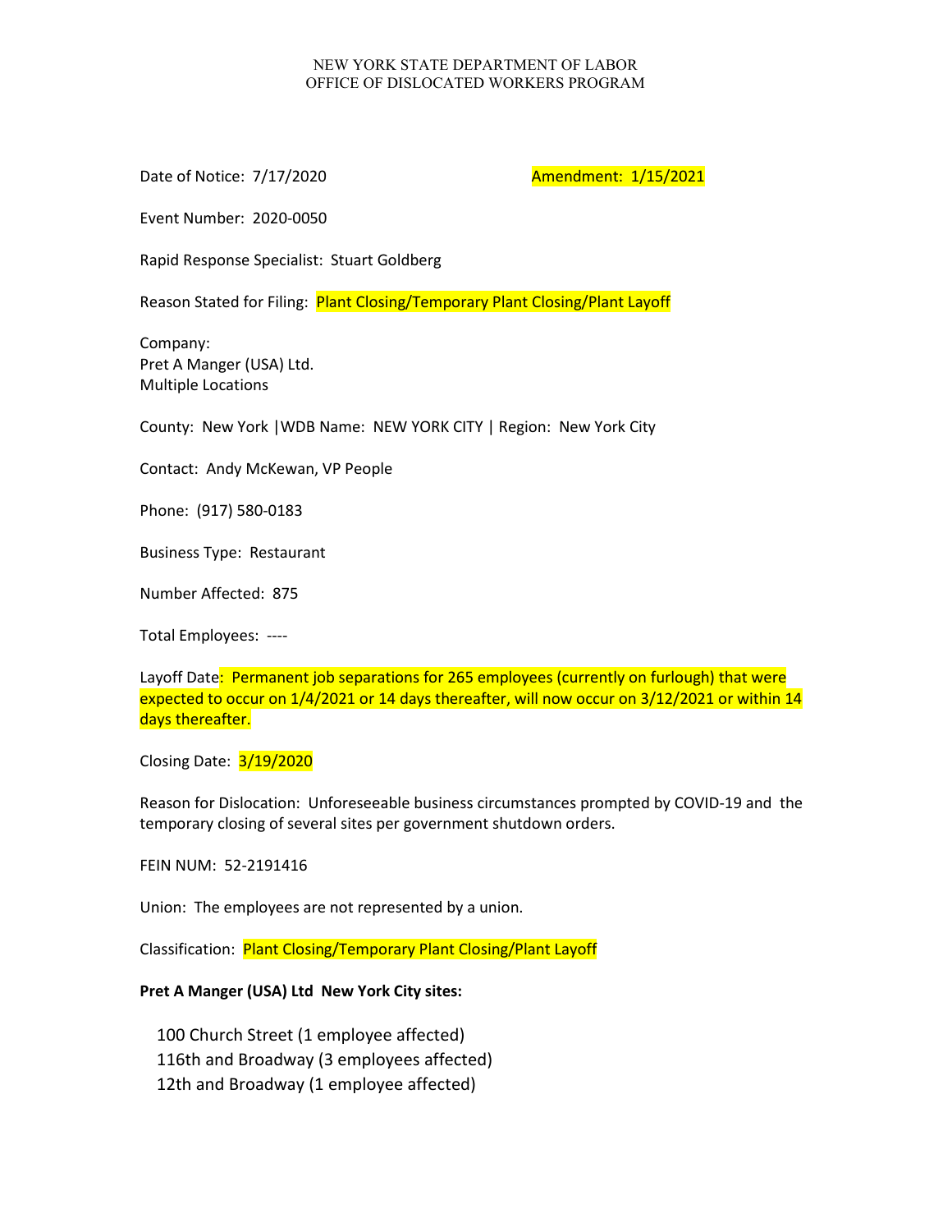NEW YORK STATE DEPARTMENT OF LABOR
OFFICE OF DISLOCATED WORKERS PROGRAM

Date of Notice: 7/17/2020 Amendment: 1/15/2021

Event Number: 2020-0050

Rapid Response Specialist: Stuart Goldberg

Reason Stated for Filing: Plant Closing/Temporary Plant Closing/Plant Layoff

Company:
Pret A Manger (USA) Ltd.
Multiple Locations

County: New York |WDB Name: NEW YORK CITY | Region: New York City

Contact: Andy McKewan, VP People

Phone: (917) 580-0183

Business Type: Restaurant

Number Affected: 875

Total Employees: ----

Layoff Date: Permanent job separations for 265 employees (currently on furlough) that were expected to occur on 1/4/2021 or 14 days thereafter, will now occur on 3/12/2021 or within 14 days thereafter.

Closing Date: 3/19/2020

Reason for Dislocation: Unforeseeable business circumstances prompted by COVID-19 and the temporary closing of several sites per government shutdown orders.

FEIN NUM: 52-2191416

Union: The employees are not represented by a union.

Classification: Plant Closing/Temporary Plant Closing/Plant Layoff

**Pret A Manger (USA) Ltd New York City sites:**

100 Church Street (1 employee affected)
116th and Broadway (3 employees affected)
12th and Broadway (1 employee affected)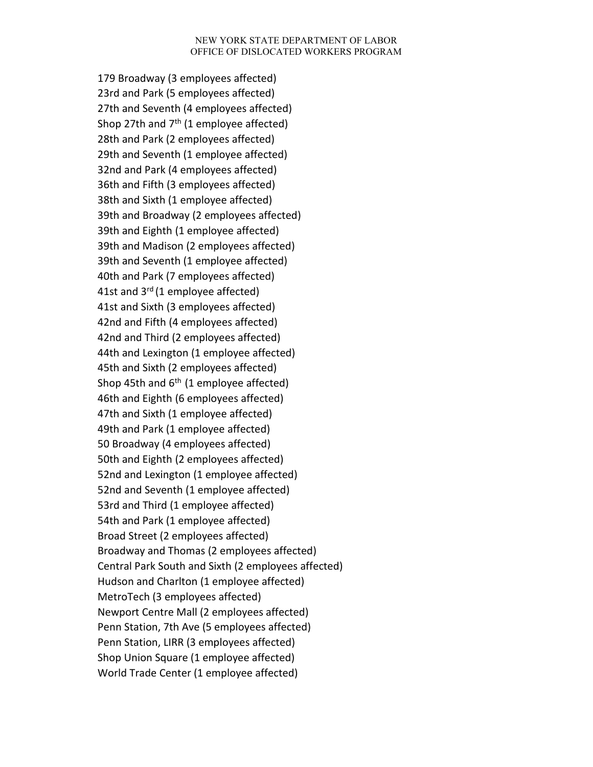179 Broadway (3 employees affected)
23rd and Park (5 employees affected)
27th and Seventh (4 employees affected)
Shop 27th and 7th (1 employee affected)
28th and Park (2 employees affected)
29th and Seventh (1 employee affected)
32nd and Park (4 employees affected)
36th and Fifth (3 employees affected)
38th and Sixth (1 employee affected)
39th and Broadway (2 employees affected)
39th and Eighth (1 employee affected)
39th and Madison (2 employees affected)
39th and Seventh (1 employee affected)
40th and Park (7 employees affected)
41st and 3rd (1 employee affected)
41st and Sixth (3 employees affected)
42nd and Fifth (4 employees affected)
42nd and Third (2 employees affected)
44th and Lexington (1 employee affected)
45th and Sixth (2 employees affected)
Shop 45th and 6th (1 employee affected)
46th and Eighth (6 employees affected)
47th and Sixth (1 employee affected)
49th and Park (1 employee affected)
50 Broadway (4 employees affected)
50th and Eighth (2 employees affected)
52nd and Lexington (1 employee affected)
52nd and Seventh (1 employee affected)
53rd and Third (1 employee affected)
54th and Park (1 employee affected)
Broad Street (2 employees affected)
Broadway and Thomas (2 employees affected)
Central Park South and Sixth (2 employees affected)
Hudson and Charlton (1 employee affected)
MetroTech (3 employees affected)
Newport Centre Mall (2 employees affected)
Penn Station, 7th Ave (5 employees affected)
Penn Station, LIRR (3 employees affected)
Shop Union Square (1 employee affected)
World Trade Center (1 employee affected)